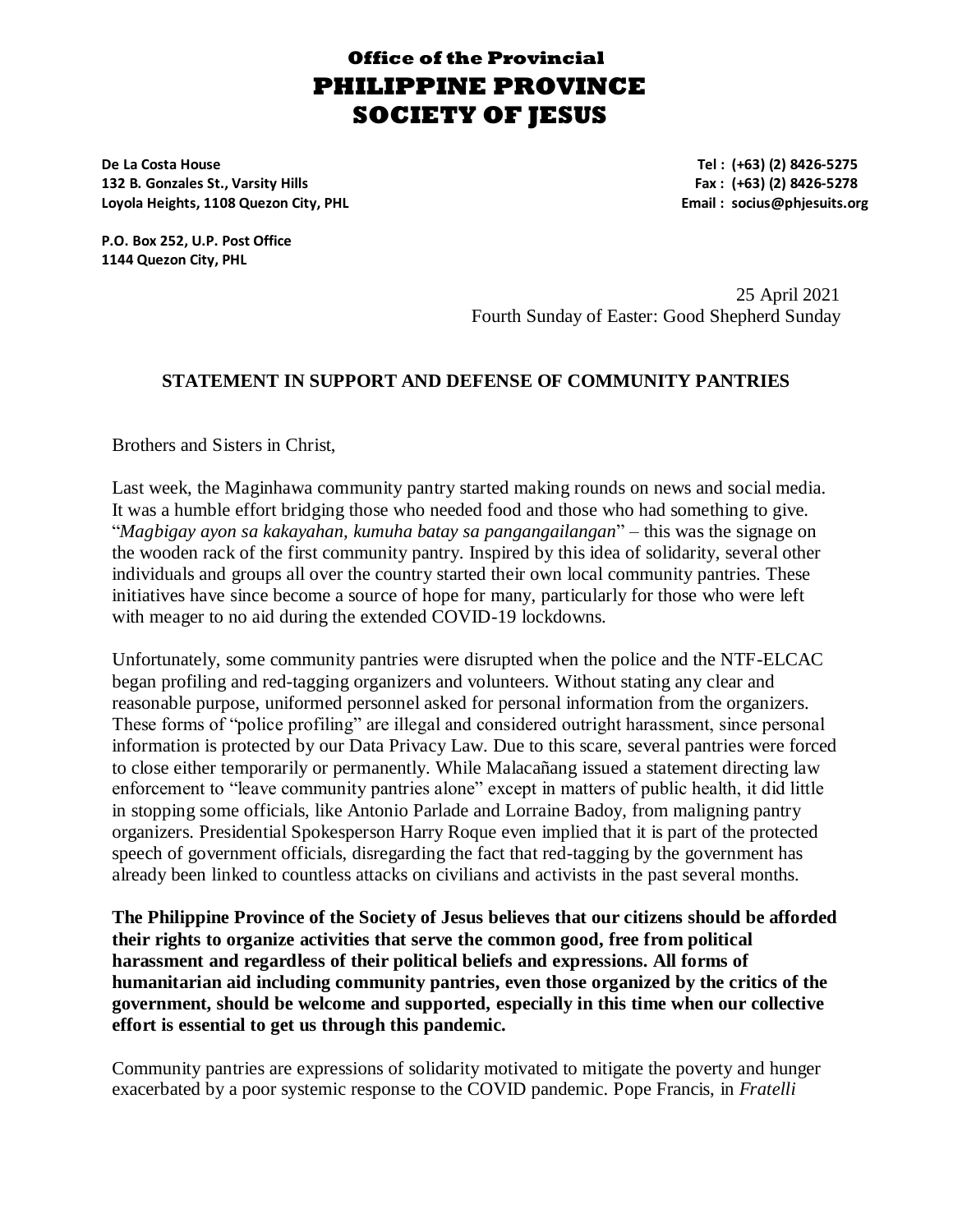# Office of the Provincial
# PHILIPPINE PROVINCE
# SOCIETY OF JESUS

**De La Costa House**
**132 B. Gonzales St., Varsity Hills**
**Loyola Heights, 1108 Quezon City, PHL**

**Tel : (+63) (2) 8426-5275**
**Fax : (+63) (2) 8426-5278**
**Email : socius@phjesuits.org**

**P.O. Box 252, U.P. Post Office**
**1144 Quezon City, PHL**

25 April 2021
Fourth Sunday of Easter: Good Shepherd Sunday

## STATEMENT IN SUPPORT AND DEFENSE OF COMMUNITY PANTRIES

Brothers and Sisters in Christ,

Last week, the Maginhawa community pantry started making rounds on news and social media. It was a humble effort bridging those who needed food and those who had something to give. "*Magbigay ayon sa kakayahan, kumuha batay sa pangangailangan*" – this was the signage on the wooden rack of the first community pantry. Inspired by this idea of solidarity, several other individuals and groups all over the country started their own local community pantries. These initiatives have since become a source of hope for many, particularly for those who were left with meager to no aid during the extended COVID-19 lockdowns.

Unfortunately, some community pantries were disrupted when the police and the NTF-ELCAC began profiling and red-tagging organizers and volunteers. Without stating any clear and reasonable purpose, uniformed personnel asked for personal information from the organizers. These forms of "police profiling" are illegal and considered outright harassment, since personal information is protected by our Data Privacy Law. Due to this scare, several pantries were forced to close either temporarily or permanently. While Malacañang issued a statement directing law enforcement to "leave community pantries alone" except in matters of public health, it did little in stopping some officials, like Antonio Parlade and Lorraine Badoy, from maligning pantry organizers. Presidential Spokesperson Harry Roque even implied that it is part of the protected speech of government officials, disregarding the fact that red-tagging by the government has already been linked to countless attacks on civilians and activists in the past several months.

**The Philippine Province of the Society of Jesus believes that our citizens should be afforded their rights to organize activities that serve the common good, free from political harassment and regardless of their political beliefs and expressions. All forms of humanitarian aid including community pantries, even those organized by the critics of the government, should be welcome and supported, especially in this time when our collective effort is essential to get us through this pandemic.**

Community pantries are expressions of solidarity motivated to mitigate the poverty and hunger exacerbated by a poor systemic response to the COVID pandemic. Pope Francis, in *Fratelli*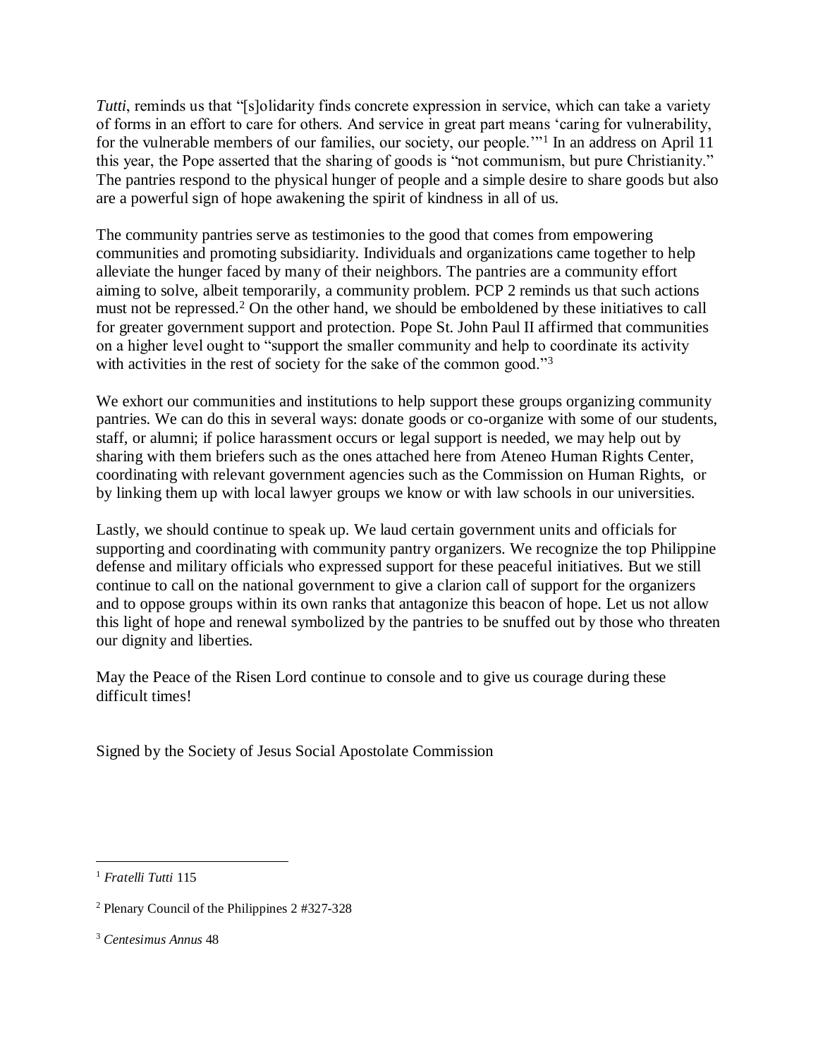*Tutti*, reminds us that "[s]olidarity finds concrete expression in service, which can take a variety of forms in an effort to care for others. And service in great part means 'caring for vulnerability, for the vulnerable members of our families, our society, our people.'"[1] In an address on April 11 this year, the Pope asserted that the sharing of goods is "not communism, but pure Christianity." The pantries respond to the physical hunger of people and a simple desire to share goods but also are a powerful sign of hope awakening the spirit of kindness in all of us.

The community pantries serve as testimonies to the good that comes from empowering communities and promoting subsidiarity. Individuals and organizations came together to help alleviate the hunger faced by many of their neighbors. The pantries are a community effort aiming to solve, albeit temporarily, a community problem. PCP 2 reminds us that such actions must not be repressed.[2] On the other hand, we should be emboldened by these initiatives to call for greater government support and protection. Pope St. John Paul II affirmed that communities on a higher level ought to "support the smaller community and help to coordinate its activity with activities in the rest of society for the sake of the common good."[3]

We exhort our communities and institutions to help support these groups organizing community pantries. We can do this in several ways: donate goods or co-organize with some of our students, staff, or alumni; if police harassment occurs or legal support is needed, we may help out by sharing with them briefers such as the ones attached here from Ateneo Human Rights Center, coordinating with relevant government agencies such as the Commission on Human Rights, or by linking them up with local lawyer groups we know or with law schools in our universities.

Lastly, we should continue to speak up. We laud certain government units and officials for supporting and coordinating with community pantry organizers. We recognize the top Philippine defense and military officials who expressed support for these peaceful initiatives. But we still continue to call on the national government to give a clarion call of support for the organizers and to oppose groups within its own ranks that antagonize this beacon of hope. Let us not allow this light of hope and renewal symbolized by the pantries to be snuffed out by those who threaten our dignity and liberties.

May the Peace of the Risen Lord continue to console and to give us courage during these difficult times!

Signed by the Society of Jesus Social Apostolate Commission

---

[1] *Fratelli Tutti* 115

[2] Plenary Council of the Philippines 2 #327-328

[3] *Centesimus Annus* 48